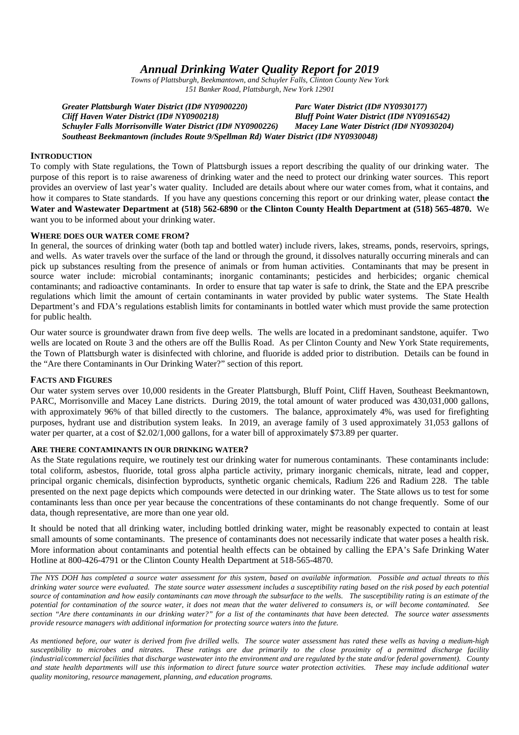# *Annual Drinking Water Quality Report for 2019*

*Towns of Plattsburgh, Beekmantown, and Schuyler Falls, Clinton County New York*
*151 Banker Road, Plattsburgh, New York 12901*

***Greater Plattsburgh Water District (ID# NY0900220)***
***Parc Water District (ID# NY0930177)***
***Cliff Haven Water District (ID# NY0900218)***
***Bluff Point Water District (ID# NY0916542)***
***Schuyler Falls Morrisonville Water District (ID# NY0900226)***
***Macey Lane Water District (ID# NY0930204)***
***Southeast Beekmantown (includes Route 9/Spellman Rd) Water District (ID# NY0930048)***

## INTRODUCTION

To comply with State regulations, the Town of Plattsburgh issues a report describing the quality of our drinking water. The purpose of this report is to raise awareness of drinking water and the need to protect our drinking water sources. This report provides an overview of last year's water quality. Included are details about where our water comes from, what it contains, and how it compares to State standards. If you have any questions concerning this report or our drinking water, please contact **the Water and Wastewater Department at (518) 562-6890** or **the Clinton County Health Department at (518) 565-4870.** We want you to be informed about your drinking water.

## WHERE DOES OUR WATER COME FROM?

In general, the sources of drinking water (both tap and bottled water) include rivers, lakes, streams, ponds, reservoirs, springs, and wells. As water travels over the surface of the land or through the ground, it dissolves naturally occurring minerals and can pick up substances resulting from the presence of animals or from human activities. Contaminants that may be present in source water include: microbial contaminants; inorganic contaminants; pesticides and herbicides; organic chemical contaminants; and radioactive contaminants. In order to ensure that tap water is safe to drink, the State and the EPA prescribe regulations which limit the amount of certain contaminants in water provided by public water systems. The State Health Department's and FDA's regulations establish limits for contaminants in bottled water which must provide the same protection for public health.

Our water source is groundwater drawn from five deep wells. The wells are located in a predominant sandstone, aquifer. Two wells are located on Route 3 and the others are off the Bullis Road. As per Clinton County and New York State requirements, the Town of Plattsburgh water is disinfected with chlorine, and fluoride is added prior to distribution. Details can be found in the "Are there Contaminants in Our Drinking Water?" section of this report.

## FACTS AND FIGURES

Our water system serves over 10,000 residents in the Greater Plattsburgh, Bluff Point, Cliff Haven, Southeast Beekmantown, PARC, Morrisonville and Macey Lane districts. During 2019, the total amount of water produced was 430,031,000 gallons, with approximately 96% of that billed directly to the customers. The balance, approximately 4%, was used for firefighting purposes, hydrant use and distribution system leaks. In 2019, an average family of 3 used approximately 31,053 gallons of water per quarter, at a cost of $2.02/1,000 gallons, for a water bill of approximately $73.89 per quarter.

## ARE THERE CONTAMINANTS IN OUR DRINKING WATER?

As the State regulations require, we routinely test our drinking water for numerous contaminants. These contaminants include: total coliform, asbestos, fluoride, total gross alpha particle activity, primary inorganic chemicals, nitrate, lead and copper, principal organic chemicals, disinfection byproducts, synthetic organic chemicals, Radium 226 and Radium 228. The table presented on the next page depicts which compounds were detected in our drinking water. The State allows us to test for some contaminants less than once per year because the concentrations of these contaminants do not change frequently. Some of our data, though representative, are more than one year old.

It should be noted that all drinking water, including bottled drinking water, might be reasonably expected to contain at least small amounts of some contaminants. The presence of contaminants does not necessarily indicate that water poses a health risk. More information about contaminants and potential health effects can be obtained by calling the EPA's Safe Drinking Water Hotline at 800-426-4791 or the Clinton County Health Department at 518-565-4870.

---

*The NYS DOH has completed a source water assessment for this system, based on available information. Possible and actual threats to this drinking water source were evaluated. The state source water assessment includes a susceptibility rating based on the risk posed by each potential source of contamination and how easily contaminants can move through the subsurface to the wells. The susceptibility rating is an estimate of the potential for contamination of the source water, it does not mean that the water delivered to consumers is, or will become contaminated. See section "Are there contaminants in our drinking water?" for a list of the contaminants that have been detected. The source water assessments provide resource managers with additional information for protecting source waters into the future.*

*As mentioned before, our water is derived from five drilled wells. The source water assessment has rated these wells as having a medium-high susceptibility to microbes and nitrates. These ratings are due primarily to the close proximity of a permitted discharge facility (industrial/commercial facilities that discharge wastewater into the environment and are regulated by the state and/or federal government). County and state health departments will use this information to direct future source water protection activities. These may include additional water quality monitoring, resource management, planning, and education programs.*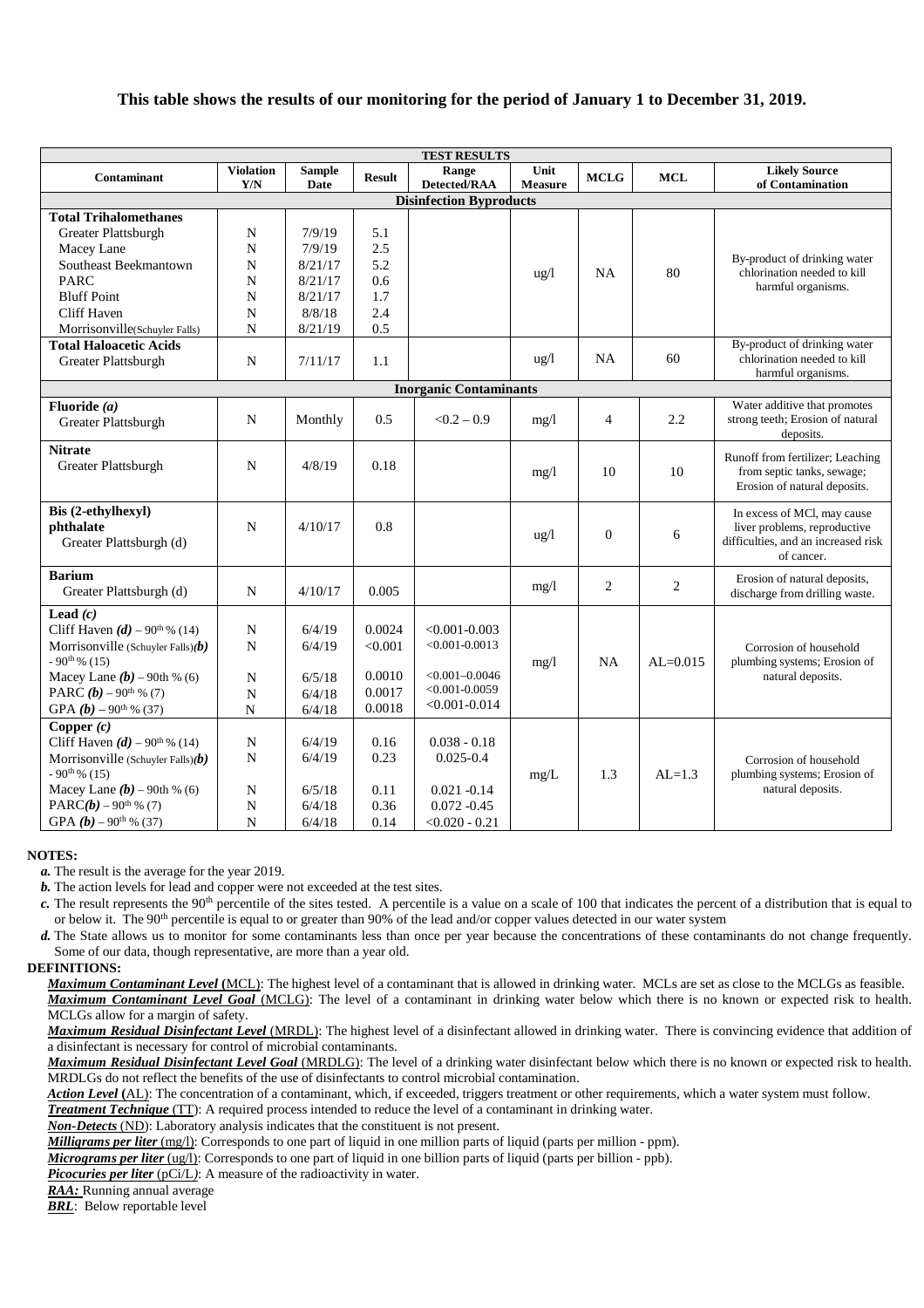**This table shows the results of our monitoring for the period of January 1 to December 31, 2019.**

| TEST RESULTS | | | | | | | | |
|---|---|---|---|---|---|---|---|---|
| **Contaminant** | **Violation Y/N** | **Sample Date** | **Result** | **Range Detected/RAA** | **Unit Measure** | **MCLG** | **MCL** | **Likely Source of Contamination** |
| **Disinfection Byproducts** | | | | | | | | |
| **Total Trihalomethanes** | | | | | | | | |
| Greater Plattsburgh | N | 7/9/19 | 5.1 | | ug/l | NA | 80 | By-product of drinking water chlorination needed to kill harmful organisms. |
| Macey Lane | N | 7/9/19 | 2.5 | | | | | |
| Southeast Beekmantown | N | 8/21/17 | 5.2 | | | | | |
| PARC | N | 8/21/17 | 0.6 | | | | | |
| Bluff Point | N | 8/21/17 | 1.7 | | | | | |
| Cliff Haven | N | 8/8/18 | 2.4 | | | | | |
| Morrisonville(Schuyler Falls) | N | 8/21/19 | 0.5 | | | | | |
| **Total Haloacetic Acids** | | | | | | | | |
| Greater Plattsburgh | N | 7/11/17 | 1.1 | | ug/l | NA | 60 | By-product of drinking water chlorination needed to kill harmful organisms. |
| **Inorganic Contaminants** | | | | | | | | |
| **Fluoride *(a)*** Greater Plattsburgh | N | Monthly | 0.5 | <0.2 – 0.9 | mg/l | 4 | 2.2 | Water additive that promotes strong teeth; Erosion of natural deposits. |
| **Nitrate** Greater Plattsburgh | N | 4/8/19 | 0.18 | | mg/l | 10 | 10 | Runoff from fertilizer; Leaching from septic tanks, sewage; Erosion of natural deposits. |
| **Bis (2-ethylhexyl) phthalate** Greater Plattsburgh (d) | N | 4/10/17 | 0.8 | | ug/l | 0 | 6 | In excess of MCl, may cause liver problems, reproductive difficulties, and an increased risk of cancer. |
| **Barium** Greater Plattsburgh (d) | N | 4/10/17 | 0.005 | | mg/l | 2 | 2 | Erosion of natural deposits, discharge from drilling waste. |
| **Lead *(c)*** | | | | | | | | |
| Cliff Haven ***(d)*** – 90th % (14) | N | 6/4/19 | 0.0024 | <0.001-0.003 | mg/l | NA | AL=0.015 | Corrosion of household plumbing systems; Erosion of natural deposits. |
| Morrisonville (Schuyler Falls)***(b)*** - 90th % (15) | N | 6/4/19 | <0.001 | <0.001-0.0013 | | | | |
| Macey Lane ***(b)*** – 90th % (6) | N | 6/5/18 | 0.0010 | <0.001–0.0046 | | | | |
| PARC ***(b)*** – 90th % (7) | N | 6/4/18 | 0.0017 | <0.001-0.0059 | | | | |
| GPA ***(b)*** – 90th % (37) | N | 6/4/18 | 0.0018 | <0.001-0.014 | | | | |
| **Copper *(c)*** | | | | | | | | |
| Cliff Haven ***(d)*** – 90th % (14) | N | 6/4/19 | 0.16 | 0.038 - 0.18 | mg/L | 1.3 | AL=1.3 | Corrosion of household plumbing systems; Erosion of natural deposits. |
| Morrisonville (Schuyler Falls)***(b)*** - 90th % (15) | N | 6/4/19 | 0.23 | 0.025-0.4 | | | | |
| Macey Lane ***(b)*** – 90th % (6) | N | 6/5/18 | 0.11 | 0.021 -0.14 | | | | |
| PARC***(b)*** – 90th % (7) | N | 6/4/18 | 0.36 | 0.072 -0.45 | | | | |
| GPA ***(b)*** – 90th % (37) | N | 6/4/18 | 0.14 | <0.020 - 0.21 | | | | |

**NOTES:**

***a.*** The result is the average for the year 2019.

***b.*** The action levels for lead and copper were not exceeded at the test sites.

***c.*** The result represents the 90th percentile of the sites tested. A percentile is a value on a scale of 100 that indicates the percent of a distribution that is equal to or below it. The 90th percentile is equal to or greater than 90% of the lead and/or copper values detected in our water system

***d.*** The State allows us to monitor for some contaminants less than once per year because the concentrations of these contaminants do not change frequently. Some of our data, though representative, are more than a year old.

**DEFINITIONS:**

***Maximum Contaminant Level*** **(**MCL): The highest level of a contaminant that is allowed in drinking water. MCLs are set as close to the MCLGs as feasible.

***Maximum Contaminant Level Goal*** (MCLG): The level of a contaminant in drinking water below which there is no known or expected risk to health. MCLGs allow for a margin of safety.

***Maximum Residual Disinfectant Level*** (MRDL): The highest level of a disinfectant allowed in drinking water. There is convincing evidence that addition of a disinfectant is necessary for control of microbial contaminants.

***Maximum Residual Disinfectant Level Goal*** (MRDLG): The level of a drinking water disinfectant below which there is no known or expected risk to health. MRDLGs do not reflect the benefits of the use of disinfectants to control microbial contamination.

***Action Level*** **(**AL): The concentration of a contaminant, which, if exceeded, triggers treatment or other requirements, which a water system must follow.

***Treatment Technique*** (TT): A required process intended to reduce the level of a contaminant in drinking water.

***Non-Detects*** (ND): Laboratory analysis indicates that the constituent is not present.

***Milligrams per liter*** (mg/l): Corresponds to one part of liquid in one million parts of liquid (parts per million - ppm).

***Micrograms per liter*** (ug/l): Corresponds to one part of liquid in one billion parts of liquid (parts per billion - ppb).

***Picocuries per liter*** (pCi/L): A measure of the radioactivity in water.

***RAA:*** Running annual average

***BRL***: Below reportable level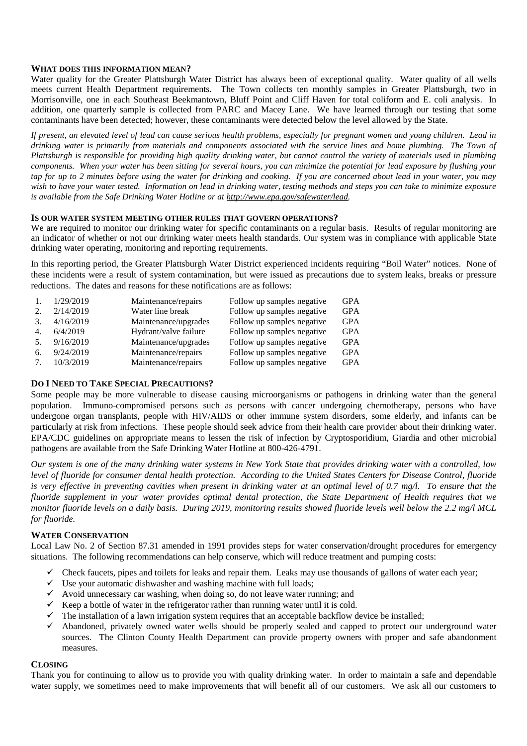## WHAT DOES THIS INFORMATION MEAN?

Water quality for the Greater Plattsburgh Water District has always been of exceptional quality. Water quality of all wells meets current Health Department requirements. The Town collects ten monthly samples in Greater Plattsburgh, two in Morrisonville, one in each Southeast Beekmantown, Bluff Point and Cliff Haven for total coliform and E. coli analysis. In addition, one quarterly sample is collected from PARC and Macey Lane. We have learned through our testing that some contaminants have been detected; however, these contaminants were detected below the level allowed by the State.

*If present, an elevated level of lead can cause serious health problems, especially for pregnant women and young children. Lead in drinking water is primarily from materials and components associated with the service lines and home plumbing. The Town of Plattsburgh is responsible for providing high quality drinking water, but cannot control the variety of materials used in plumbing components. When your water has been sitting for several hours, you can minimize the potential for lead exposure by flushing your tap for up to 2 minutes before using the water for drinking and cooking. If you are concerned about lead in your water, you may wish to have your water tested. Information on lead in drinking water, testing methods and steps you can take to minimize exposure is available from the Safe Drinking Water Hotline or at http://www.epa.gov/safewater/lead.*

## IS OUR WATER SYSTEM MEETING OTHER RULES THAT GOVERN OPERATIONS?

We are required to monitor our drinking water for specific contaminants on a regular basis. Results of regular monitoring are an indicator of whether or not our drinking water meets health standards. Our system was in compliance with applicable State drinking water operating, monitoring and reporting requirements.

In this reporting period, the Greater Plattsburgh Water District experienced incidents requiring "Boil Water" notices. None of these incidents were a result of system contamination, but were issued as precautions due to system leaks, breaks or pressure reductions. The dates and reasons for these notifications are as follows:

| | Date | Reason | Result | Area |
|---|---|---|---|---|
| 1. | 1/29/2019 | Maintenance/repairs | Follow up samples negative | GPA |
| 2. | 2/14/2019 | Water line break | Follow up samples negative | GPA |
| 3. | 4/16/2019 | Maintenance/upgrades | Follow up samples negative | GPA |
| 4. | 6/4/2019 | Hydrant/valve failure | Follow up samples negative | GPA |
| 5. | 9/16/2019 | Maintenance/upgrades | Follow up samples negative | GPA |
| 6. | 9/24/2019 | Maintenance/repairs | Follow up samples negative | GPA |
| 7. | 10/3/2019 | Maintenance/repairs | Follow up samples negative | GPA |

## DO I NEED TO TAKE SPECIAL PRECAUTIONS?

Some people may be more vulnerable to disease causing microorganisms or pathogens in drinking water than the general population. Immuno-compromised persons such as persons with cancer undergoing chemotherapy, persons who have undergone organ transplants, people with HIV/AIDS or other immune system disorders, some elderly, and infants can be particularly at risk from infections. These people should seek advice from their health care provider about their drinking water. EPA/CDC guidelines on appropriate means to lessen the risk of infection by Cryptosporidium, Giardia and other microbial pathogens are available from the Safe Drinking Water Hotline at 800-426-4791.

*Our system is one of the many drinking water systems in New York State that provides drinking water with a controlled, low level of fluoride for consumer dental health protection. According to the United States Centers for Disease Control, fluoride is very effective in preventing cavities when present in drinking water at an optimal level of 0.7 mg/l. To ensure that the fluoride supplement in your water provides optimal dental protection, the State Department of Health requires that we monitor fluoride levels on a daily basis. During 2019, monitoring results showed fluoride levels well below the 2.2 mg/l MCL for fluoride.*

## WATER CONSERVATION

Local Law No. 2 of Section 87.31 amended in 1991 provides steps for water conservation/drought procedures for emergency situations. The following recommendations can help conserve, which will reduce treatment and pumping costs:

- ✓ Check faucets, pipes and toilets for leaks and repair them. Leaks may use thousands of gallons of water each year;
- ✓ Use your automatic dishwasher and washing machine with full loads;
- ✓ Avoid unnecessary car washing, when doing so, do not leave water running; and
- ✓ Keep a bottle of water in the refrigerator rather than running water until it is cold.
- ✓ The installation of a lawn irrigation system requires that an acceptable backflow device be installed;
- ✓ Abandoned, privately owned water wells should be properly sealed and capped to protect our underground water sources. The Clinton County Health Department can provide property owners with proper and safe abandonment measures.

## CLOSING

Thank you for continuing to allow us to provide you with quality drinking water. In order to maintain a safe and dependable water supply, we sometimes need to make improvements that will benefit all of our customers. We ask all our customers to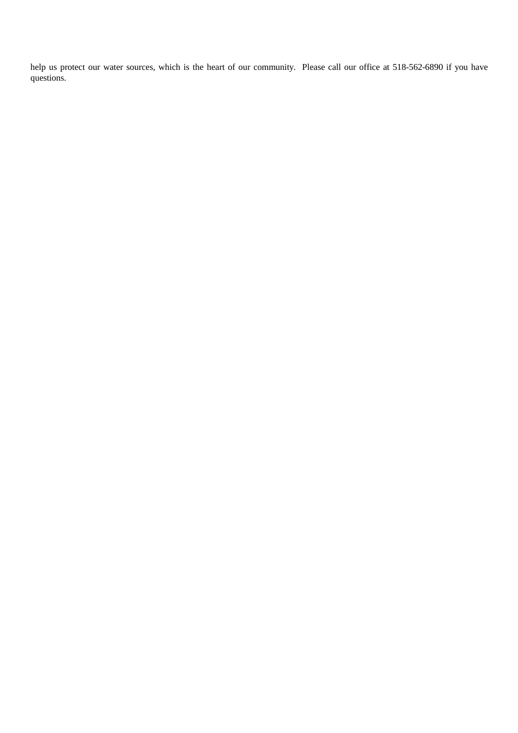help us protect our water sources, which is the heart of our community. Please call our office at 518-562-6890 if you have questions.